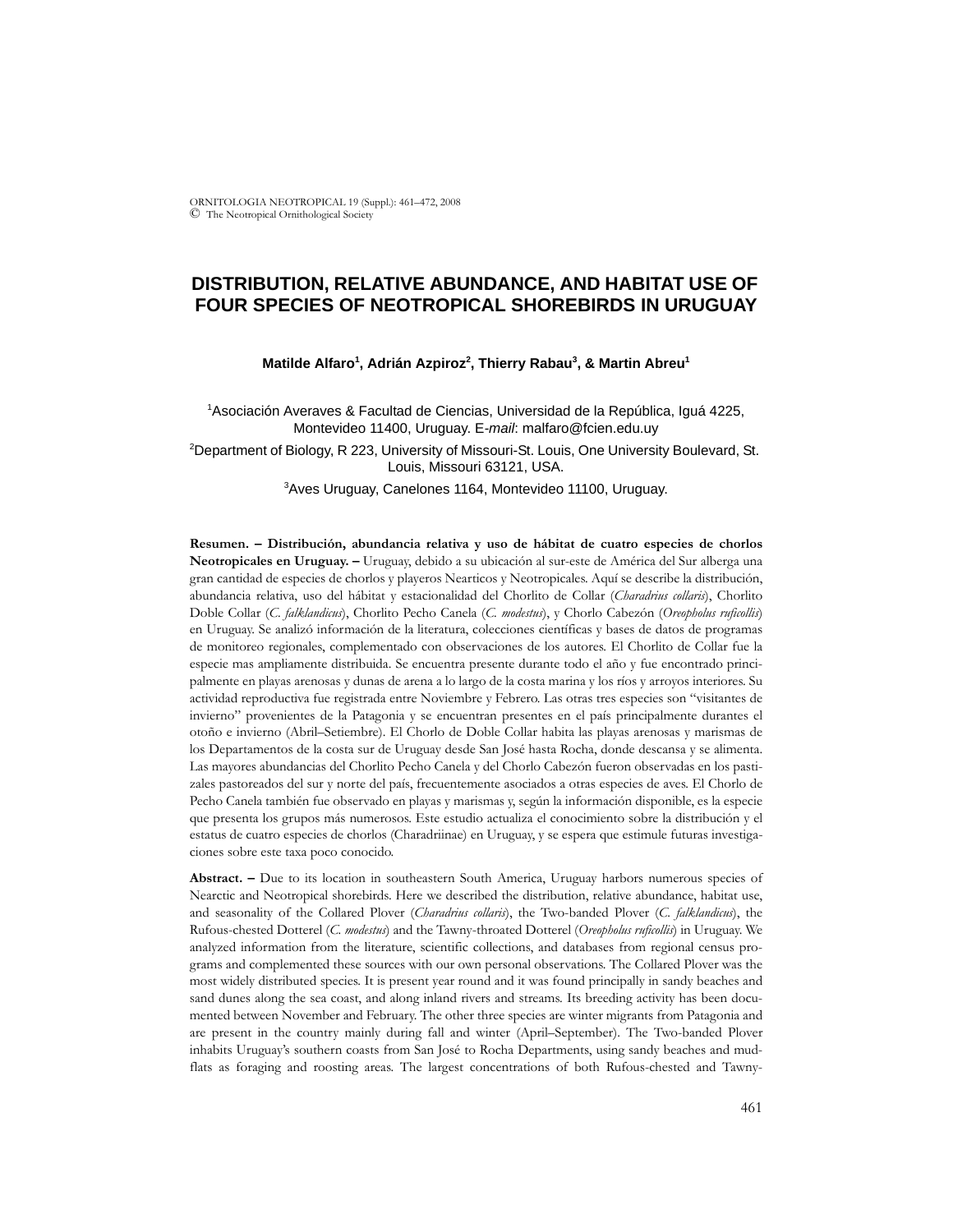// (not output; see below)

# DISTRIBUTION, RELATIVE ABUNDANCE, AND HABITAT USE OF FOUR SPECIES OF NEOTROPICAL SHOREBIRDS IN URUGUAY

**Matilde Alfaro[1], Adrián Azpiroz[2], Thierry Rabau[3], & Martin Abreu[1]**

[1]Asociación Averaves & Facultad de Ciencias, Universidad de la República, Iguá 4225, Montevideo 11400, Uruguay. E-*mail*: malfaro@fcien.edu.uy

[2]Department of Biology, R 223, University of Missouri-St. Louis, One University Boulevard, St. Louis, Missouri 63121, USA.

[3]Aves Uruguay, Canelones 1164, Montevideo 11100, Uruguay.

**Resumen. – Distribución, abundancia relativa y uso de hábitat de cuatro especies de chorlos Neotropicales en Uruguay. –** Uruguay, debido a su ubicación al sur-este de América del Sur alberga una gran cantidad de especies de chorlos y playeros Nearticos y Neotropicales. Aquí se describe la distribución, abundancia relativa, uso del hábitat y estacionalidad del Chorlito de Collar (*Charadrius collaris*), Chorlito Doble Collar (*C. falklandicus*), Chorlito Pecho Canela (*C. modestus*), y Chorlo Cabezón (*Oreopholus ruficollis*) en Uruguay. Se analizó información de la literatura, colecciones científicas y bases de datos de programas de monitoreo regionales, complementado con observaciones de los autores. El Chorlito de Collar fue la especie mas ampliamente distribuida. Se encuentra presente durante todo el año y fue encontrado principalmente en playas arenosas y dunas de arena a lo largo de la costa marina y los ríos y arroyos interiores. Su actividad reproductiva fue registrada entre Noviembre y Febrero. Las otras tres especies son "visitantes de invierno" provenientes de la Patagonia y se encuentran presentes en el país principalmente durantes el otoño e invierno (Abril–Setiembre). El Chorlo de Doble Collar habita las playas arenosas y marismas de los Departamentos de la costa sur de Uruguay desde San José hasta Rocha, donde descansa y se alimenta. Las mayores abundancias del Chorlito Pecho Canela y del Chorlo Cabezón fueron observadas en los pastizales pastoreados del sur y norte del país, frecuentemente asociados a otras especies de aves. El Chorlo de Pecho Canela también fue observado en playas y marismas y, según la información disponible, es la especie que presenta los grupos más numerosos. Este estudio actualiza el conocimiento sobre la distribución y el estatus de cuatro especies de chorlos (Charadriinae) en Uruguay, y se espera que estimule futuras investigaciones sobre este taxa poco conocido.

**Abstract. –** Due to its location in southeastern South America, Uruguay harbors numerous species of Nearctic and Neotropical shorebirds. Here we described the distribution, relative abundance, habitat use, and seasonality of the Collared Plover (*Charadrius collaris*), the Two-banded Plover (*C. falklandicus*), the Rufous-chested Dotterel (*C. modestus*) and the Tawny-throated Dotterel (*Oreopholus ruficollis*) in Uruguay. We analyzed information from the literature, scientific collections, and databases from regional census programs and complemented these sources with our own personal observations. The Collared Plover was the most widely distributed species. It is present year round and it was found principally in sandy beaches and sand dunes along the sea coast, and along inland rivers and streams. Its breeding activity has been documented between November and February. The other three species are winter migrants from Patagonia and are present in the country mainly during fall and winter (April–September). The Two-banded Plover inhabits Uruguay's southern coasts from San José to Rocha Departments, using sandy beaches and mudflats as foraging and roosting areas. The largest concentrations of both Rufous-chested and Tawny-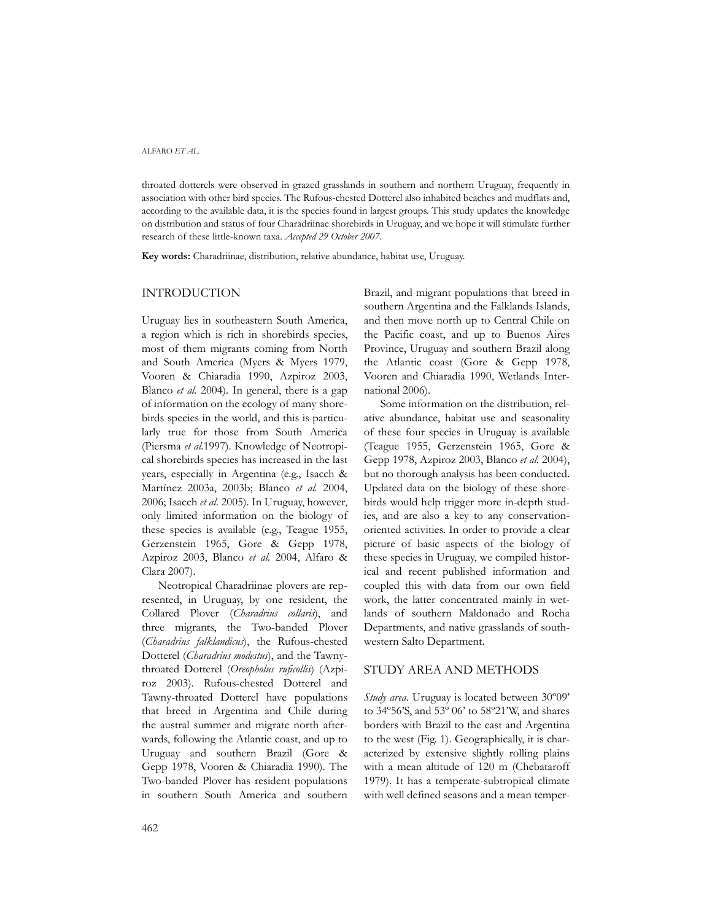throated dotterels were observed in grazed grasslands in southern and northern Uruguay, frequently in association with other bird species. The Rufous-chested Dotterel also inhabited beaches and mudflats and, according to the available data, it is the species found in largest groups. This study updates the knowledge on distribution and status of four Charadriinae shorebirds in Uruguay, and we hope it will stimulate further research of these little-known taxa. *Accepted 29 October 2007.*

**Key words:** Charadriinae, distribution, relative abundance, habitat use, Uruguay.

## INTRODUCTION

Uruguay lies in southeastern South America, a region which is rich in shorebirds species, most of them migrants coming from North and South America (Myers & Myers 1979, Vooren & Chiaradia 1990, Azpiroz 2003, Blanco *et al.* 2004). In general, there is a gap of information on the ecology of many shorebirds species in the world, and this is particularly true for those from South America (Piersma *et al.*1997). Knowledge of Neotropical shorebirds species has increased in the last years, especially in Argentina (e.g., Isacch & Martínez 2003a, 2003b; Blanco *et al.* 2004, 2006; Isacch *et al.* 2005). In Uruguay, however, only limited information on the biology of these species is available (e.g., Teague 1955, Gerzenstein 1965, Gore & Gepp 1978, Azpiroz 2003, Blanco *et al.* 2004, Alfaro & Clara 2007).

Neotropical Charadriinae plovers are represented, in Uruguay, by one resident, the Collared Plover (*Charadrius collaris*), and three migrants, the Two-banded Plover (*Charadrius falklandicus*), the Rufous-chested Dotterel (*Charadrius modestus*), and the Tawny-throated Dotterel (*Oreopholus ruficollis*) (Azpiroz 2003). Rufous-chested Dotterel and Tawny-throated Dotterel have populations that breed in Argentina and Chile during the austral summer and migrate north afterwards, following the Atlantic coast, and up to Uruguay and southern Brazil (Gore & Gepp 1978, Vooren & Chiaradia 1990). The Two-banded Plover has resident populations in southern South America and southern Brazil, and migrant populations that breed in southern Argentina and the Falklands Islands, and then move north up to Central Chile on the Pacific coast, and up to Buenos Aires Province, Uruguay and southern Brazil along the Atlantic coast (Gore & Gepp 1978, Vooren and Chiaradia 1990, Wetlands International 2006).

Some information on the distribution, relative abundance, habitat use and seasonality of these four species in Uruguay is available (Teague 1955, Gerzenstein 1965, Gore & Gepp 1978, Azpiroz 2003, Blanco *et al.* 2004), but no thorough analysis has been conducted. Updated data on the biology of these shorebirds would help trigger more in-depth studies, and are also a key to any conservation-oriented activities. In order to provide a clear picture of basic aspects of the biology of these species in Uruguay, we compiled historical and recent published information and coupled this with data from our own field work, the latter concentrated mainly in wetlands of southern Maldonado and Rocha Departments, and native grasslands of southwestern Salto Department.

## STUDY AREA AND METHODS

*Study area.* Uruguay is located between 30º09' to 34º56'S, and 53º 06' to 58º21'W, and shares borders with Brazil to the east and Argentina to the west (Fig. 1). Geographically, it is characterized by extensive slightly rolling plains with a mean altitude of 120 m (Chebataroff 1979). It has a temperate-subtropical climate with well defined seasons and a mean temper-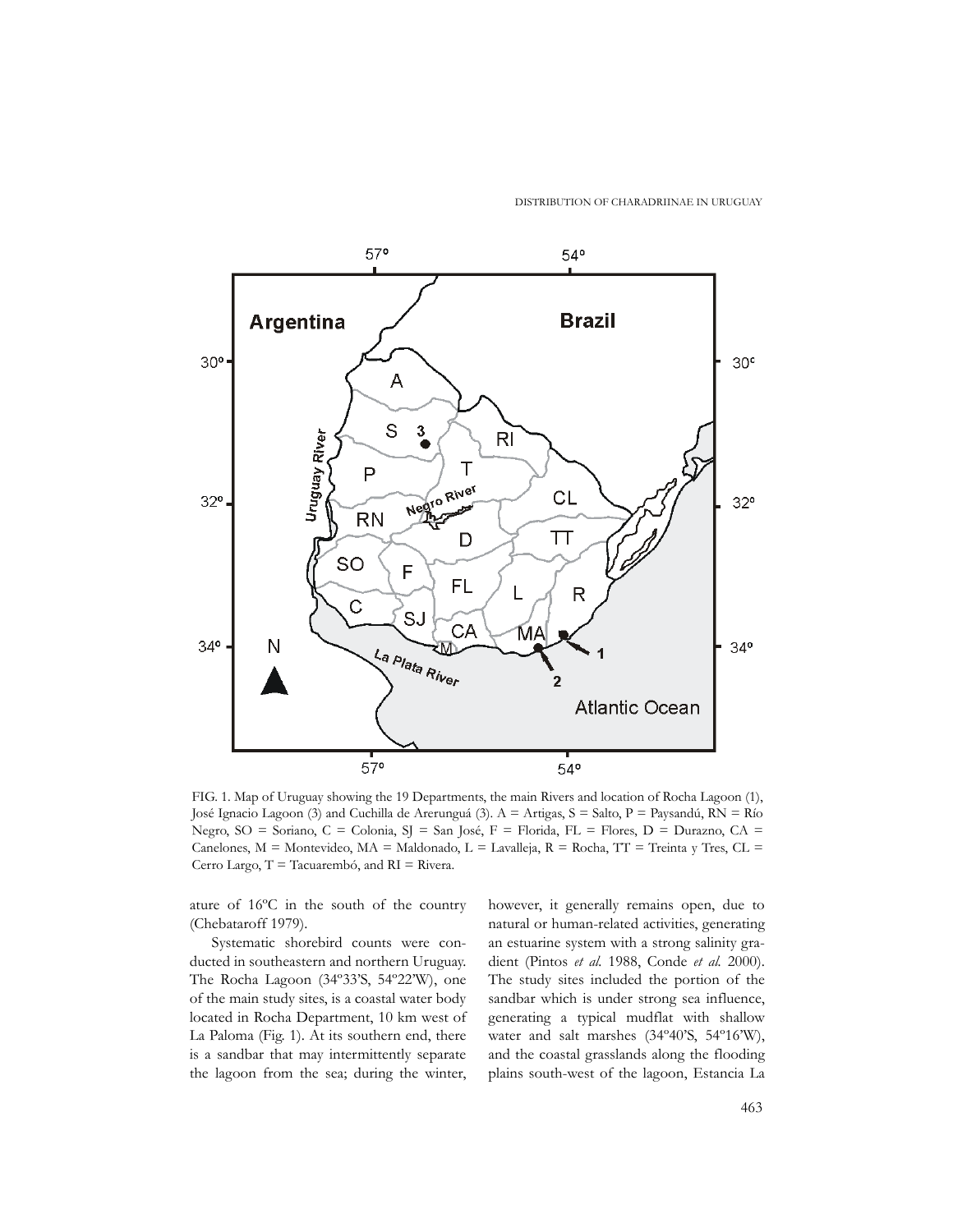FIG. 1. Map of Uruguay showing the 19 Departments, the main Rivers and location of Rocha Lagoon (1), José Ignacio Lagoon (3) and Cuchilla de Arerunguá (3). A = Artigas, S = Salto, P = Paysandú, RN = Río Negro, SO = Soriano, C = Colonia, SJ = San José, F = Florida, FL = Flores, D = Durazno, CA = Canelones, M = Montevideo, MA = Maldonado, L = Lavalleja, R = Rocha, TT = Treinta y Tres, CL = Cerro Largo, T = Tacuarembó, and RI = Rivera.

ature of 16ºC in the south of the country (Chebataroff 1979).

Systematic shorebird counts were conducted in southeastern and northern Uruguay. The Rocha Lagoon (34º33'S, 54º22'W), one of the main study sites, is a coastal water body located in Rocha Department, 10 km west of La Paloma (Fig. 1). At its southern end, there is a sandbar that may intermittently separate the lagoon from the sea; during the winter, however, it generally remains open, due to natural or human-related activities, generating an estuarine system with a strong salinity gradient (Pintos *et al.* 1988, Conde *et al.* 2000). The study sites included the portion of the sandbar which is under strong sea influence, generating a typical mudflat with shallow water and salt marshes (34º40'S, 54º16'W), and the coastal grasslands along the flooding plains south-west of the lagoon, Estancia La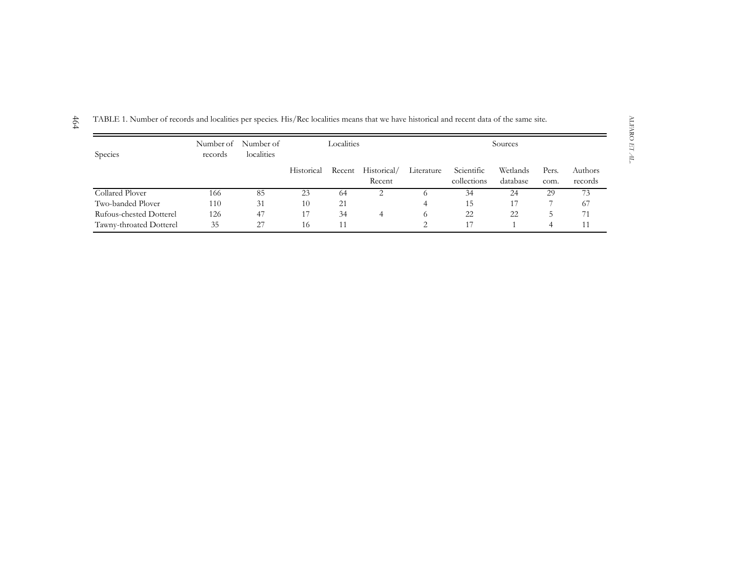TABLE 1. Number of records and localities per species. His/Rec localities means that we have historical and recent data of the same site.

| Species | Number of records | Number of localities | Localities | | | Sources | | | | |
|---|---|---|---|---|---|---|---|---|---|---|
| | | | Historical | Recent | Historical/ Recent | Literature | Scientific collections | Wetlands database | Pers. com. | Authors records |
| Collared Plover | 166 | 85 | 23 | 64 | 2 | 6 | 34 | 24 | 29 | 73 |
| Two-banded Plover | 110 | 31 | 10 | 21 | | 4 | 15 | 17 | 7 | 67 |
| Rufous-chested Dotterel | 126 | 47 | 17 | 34 | 4 | 6 | 22 | 22 | 5 | 71 |
| Tawny-throated Dotterel | 35 | 27 | 16 | 11 | | 2 | 17 | 1 | 4 | 11 |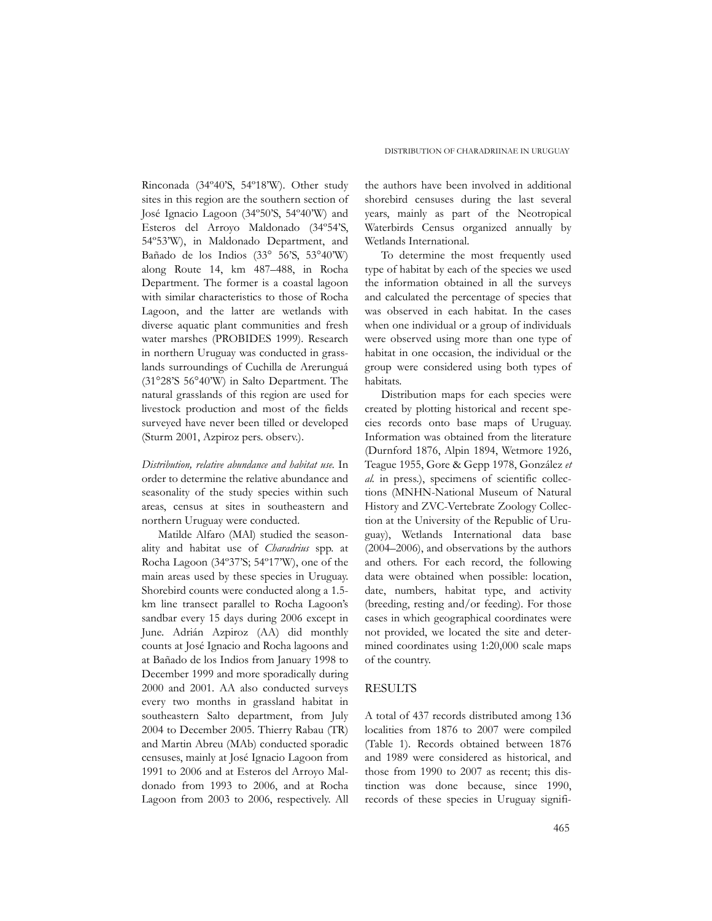Rinconada (34º40'S, 54º18'W). Other study sites in this region are the southern section of José Ignacio Lagoon (34º50'S, 54º40'W) and Esteros del Arroyo Maldonado (34º54'S, 54º53'W), in Maldonado Department, and Bañado de los Indios (33° 56'S, 53°40'W) along Route 14, km 487–488, in Rocha Department. The former is a coastal lagoon with similar characteristics to those of Rocha Lagoon, and the latter are wetlands with diverse aquatic plant communities and fresh water marshes (PROBIDES 1999). Research in northern Uruguay was conducted in grasslands surroundings of Cuchilla de Arerunguá (31°28'S 56°40'W) in Salto Department. The natural grasslands of this region are used for livestock production and most of the fields surveyed have never been tilled or developed (Sturm 2001, Azpiroz pers. observ.).

*Distribution, relative abundance and habitat use.* In order to determine the relative abundance and seasonality of the study species within such areas, census at sites in southeastern and northern Uruguay were conducted.

Matilde Alfaro (MAl) studied the seasonality and habitat use of *Charadrius* spp. at Rocha Lagoon (34º37'S; 54º17'W), one of the main areas used by these species in Uruguay. Shorebird counts were conducted along a 1.5-km line transect parallel to Rocha Lagoon's sandbar every 15 days during 2006 except in June. Adrián Azpiroz (AA) did monthly counts at José Ignacio and Rocha lagoons and at Bañado de los Indios from January 1998 to December 1999 and more sporadically during 2000 and 2001. AA also conducted surveys every two months in grassland habitat in southeastern Salto department, from July 2004 to December 2005. Thierry Rabau (TR) and Martin Abreu (MAb) conducted sporadic censuses, mainly at José Ignacio Lagoon from 1991 to 2006 and at Esteros del Arroyo Maldonado from 1993 to 2006, and at Rocha Lagoon from 2003 to 2006, respectively. All the authors have been involved in additional shorebird censuses during the last several years, mainly as part of the Neotropical Waterbirds Census organized annually by Wetlands International.

To determine the most frequently used type of habitat by each of the species we used the information obtained in all the surveys and calculated the percentage of species that was observed in each habitat. In the cases when one individual or a group of individuals were observed using more than one type of habitat in one occasion, the individual or the group were considered using both types of habitats.

Distribution maps for each species were created by plotting historical and recent species records onto base maps of Uruguay. Information was obtained from the literature (Durnford 1876, Alpin 1894, Wetmore 1926, Teague 1955, Gore & Gepp 1978, González *et al.* in press.), specimens of scientific collections (MNHN-National Museum of Natural History and ZVC-Vertebrate Zoology Collection at the University of the Republic of Uruguay), Wetlands International data base (2004–2006), and observations by the authors and others. For each record, the following data were obtained when possible: location, date, numbers, habitat type, and activity (breeding, resting and/or feeding). For those cases in which geographical coordinates were not provided, we located the site and determined coordinates using 1:20,000 scale maps of the country.

## RESULTS

A total of 437 records distributed among 136 localities from 1876 to 2007 were compiled (Table 1). Records obtained between 1876 and 1989 were considered as historical, and those from 1990 to 2007 as recent; this distinction was done because, since 1990, records of these species in Uruguay signifi-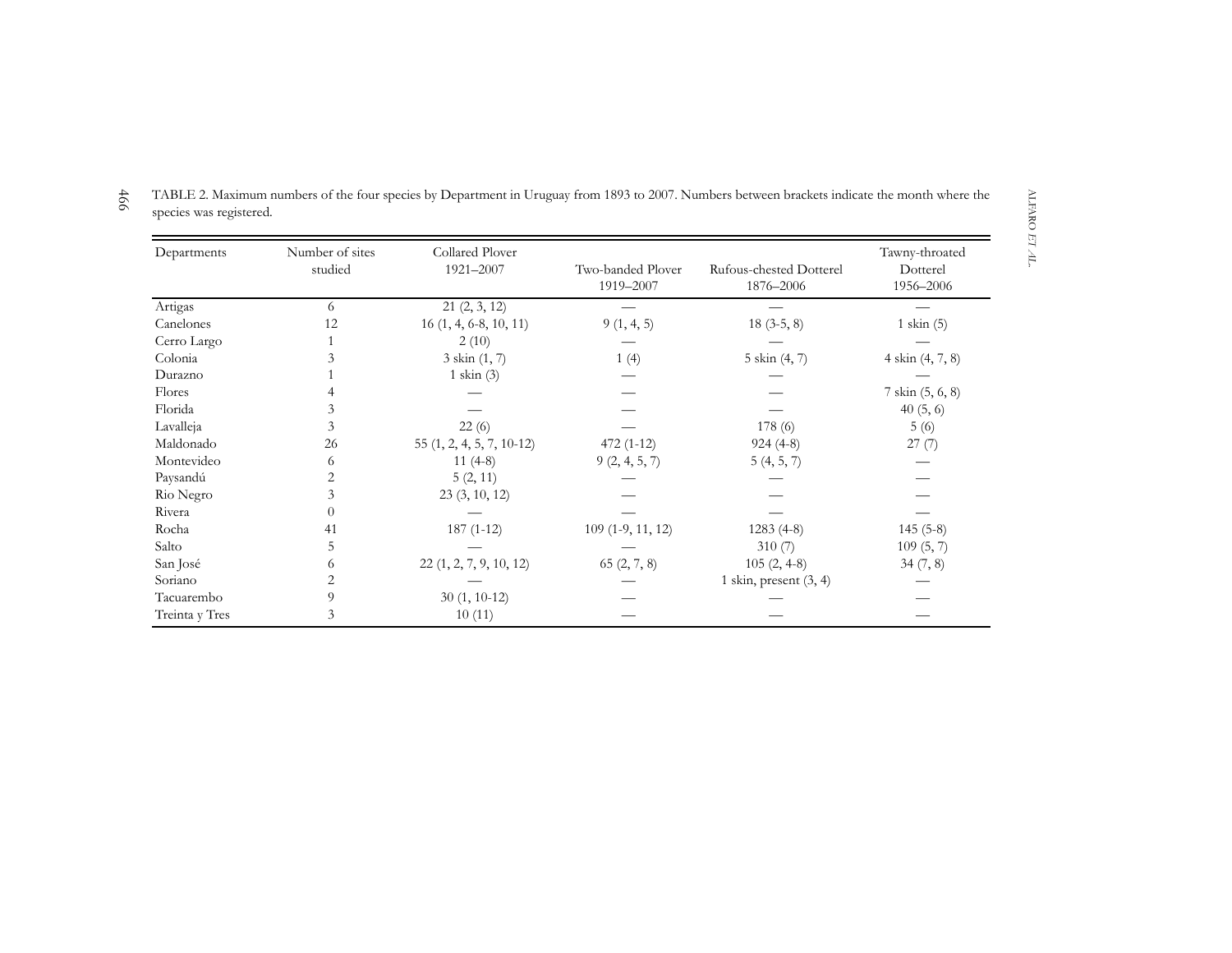TABLE 2. Maximum numbers of the four species by Department in Uruguay from 1893 to 2007. Numbers between brackets indicate the month where the species was registered.

| Departments | Number of sites studied | Collared Plover 1921–2007 | Two-banded Plover 1919–2007 | Rufous-chested Dotterel 1876–2006 | Tawny-throated Dotterel 1956–2006 |
|---|---|---|---|---|---|
| Artigas | 6 | 21 (2, 3, 12) | — | — | — |
| Canelones | 12 | 16 (1, 4, 6-8, 10, 11) | 9 (1, 4, 5) | 18 (3-5, 8) | 1 skin (5) |
| Cerro Largo | 1 | 2 (10) | — | — | — |
| Colonia | 3 | 3 skin (1, 7) | 1 (4) | 5 skin (4, 7) | 4 skin (4, 7, 8) |
| Durazno | 1 | 1 skin (3) | — | — | — |
| Flores | 4 | — | — | — | 7 skin (5, 6, 8) |
| Florida | 3 | — | — | — | 40 (5, 6) |
| Lavalleja | 3 | 22 (6) | — | 178 (6) | 5 (6) |
| Maldonado | 26 | 55 (1, 2, 4, 5, 7, 10-12) | 472 (1-12) | 924 (4-8) | 27 (7) |
| Montevideo | 6 | 11 (4-8) | 9 (2, 4, 5, 7) | 5 (4, 5, 7) | — |
| Paysandú | 2 | 5 (2, 11) | — | — | — |
| Rio Negro | 3 | 23 (3, 10, 12) | — | — | — |
| Rivera | 0 | — | — | — | — |
| Rocha | 41 | 187 (1-12) | 109 (1-9, 11, 12) | 1283 (4-8) | 145 (5-8) |
| Salto | 5 | — | — | 310 (7) | 109 (5, 7) |
| San José | 6 | 22 (1, 2, 7, 9, 10, 12) | 65 (2, 7, 8) | 105 (2, 4-8) | 34 (7, 8) |
| Soriano | 2 | — | — | 1 skin, present (3, 4) | — |
| Tacuarembo | 9 | 30 (1, 10-12) | — | — | — |
| Treinta y Tres | 3 | 10 (11) | — | — | — |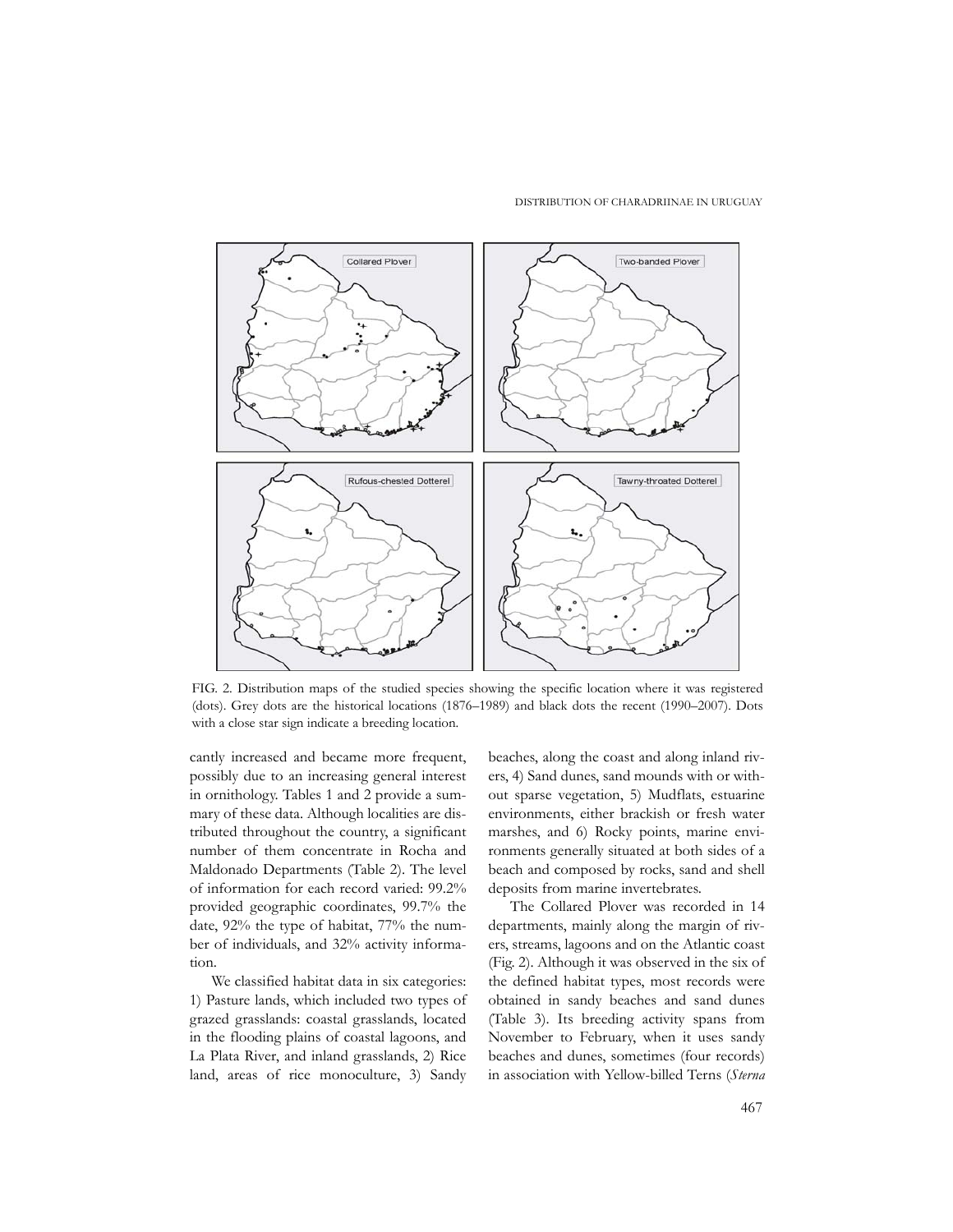FIG. 2. Distribution maps of the studied species showing the specific location where it was registered (dots). Grey dots are the historical locations (1876–1989) and black dots the recent (1990–2007). Dots with a close star sign indicate a breeding location.

cantly increased and became more frequent, possibly due to an increasing general interest in ornithology. Tables 1 and 2 provide a summary of these data. Although localities are distributed throughout the country, a significant number of them concentrate in Rocha and Maldonado Departments (Table 2). The level of information for each record varied: 99.2% provided geographic coordinates, 99.7% the date, 92% the type of habitat, 77% the number of individuals, and 32% activity information.

We classified habitat data in six categories: 1) Pasture lands, which included two types of grazed grasslands: coastal grasslands, located in the flooding plains of coastal lagoons, and La Plata River, and inland grasslands, 2) Rice land, areas of rice monoculture, 3) Sandy beaches, along the coast and along inland rivers, 4) Sand dunes, sand mounds with or without sparse vegetation, 5) Mudflats, estuarine environments, either brackish or fresh water marshes, and 6) Rocky points, marine environments generally situated at both sides of a beach and composed by rocks, sand and shell deposits from marine invertebrates.

The Collared Plover was recorded in 14 departments, mainly along the margin of rivers, streams, lagoons and on the Atlantic coast (Fig. 2). Although it was observed in the six of the defined habitat types, most records were obtained in sandy beaches and sand dunes (Table 3). Its breeding activity spans from November to February, when it uses sandy beaches and dunes, sometimes (four records) in association with Yellow-billed Terns (*Sterna*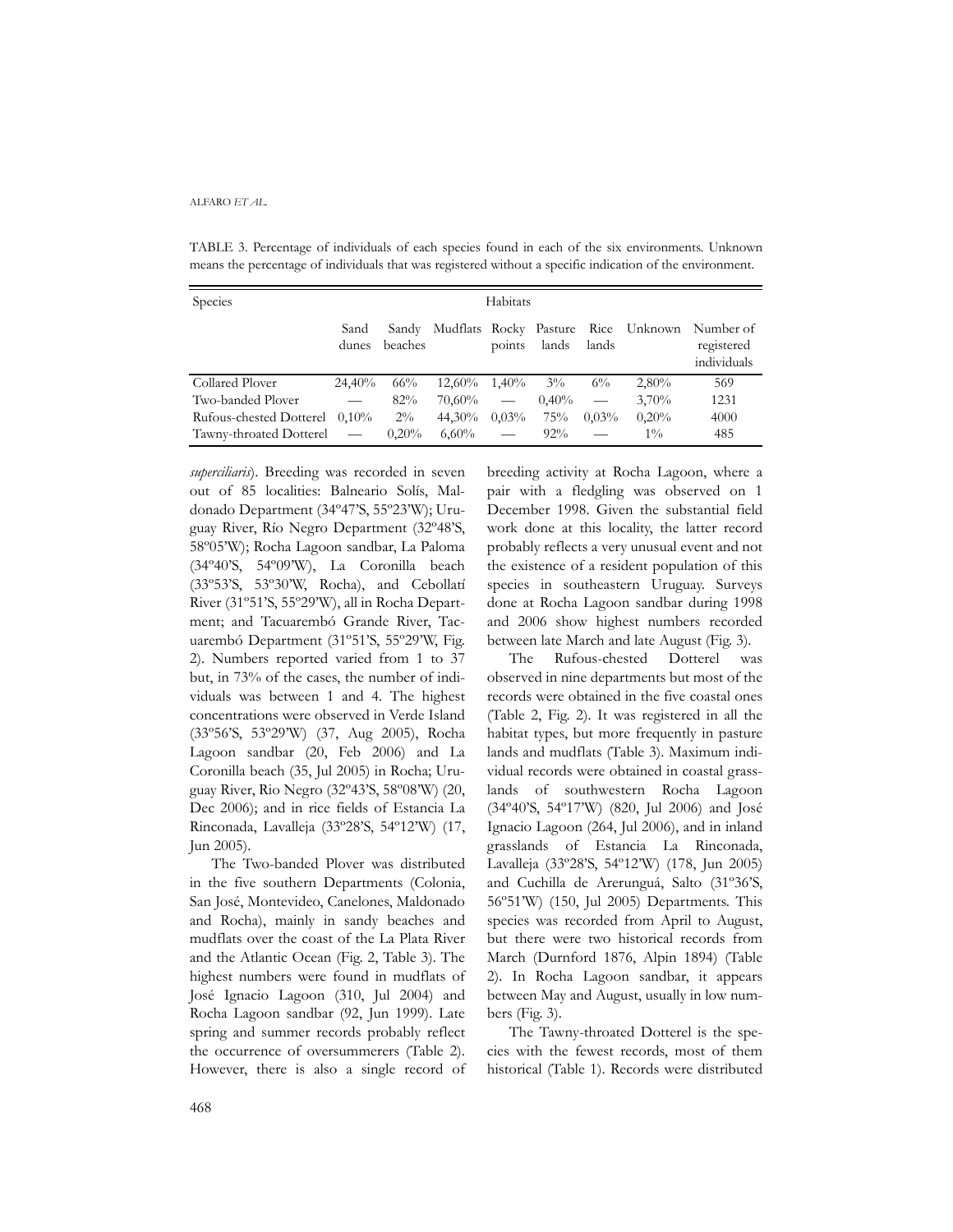TABLE 3. Percentage of individuals of each species found in each of the six environments. Unknown means the percentage of individuals that was registered without a specific indication of the environment.

| Species | Habitats | | | | | | | |
|---|---|---|---|---|---|---|---|---|
| | Sand dunes | Sandy beaches | Mudflats | Rocky points | Pasture lands | Rice lands | Unknown | Number of registered individuals |
| Collared Plover | 24,40% | 66% | 12,60% | 1,40% | 3% | 6% | 2,80% | 569 |
| Two-banded Plover | — | 82% | 70,60% | — | 0,40% | — | 3,70% | 1231 |
| Rufous-chested Dotterel | 0,10% | 2% | 44,30% | 0,03% | 75% | 0,03% | 0,20% | 4000 |
| Tawny-throated Dotterel | — | 0,20% | 6,60% | — | 92% | — | 1% | 485 |

*superciliaris*). Breeding was recorded in seven out of 85 localities: Balneario Solís, Maldonado Department (34º47'S, 55º23'W); Uruguay River, Río Negro Department (32º48'S, 58º05'W); Rocha Lagoon sandbar, La Paloma (34º40'S, 54º09'W), La Coronilla beach (33º53'S, 53º30'W, Rocha), and Cebollatí River (31º51'S, 55º29'W), all in Rocha Department; and Tacuarembó Grande River, Tacuarembó Department (31º51'S, 55º29'W, Fig. 2). Numbers reported varied from 1 to 37 but, in 73% of the cases, the number of individuals was between 1 and 4. The highest concentrations were observed in Verde Island (33º56'S, 53º29'W) (37, Aug 2005), Rocha Lagoon sandbar (20, Feb 2006) and La Coronilla beach (35, Jul 2005) in Rocha; Uruguay River, Rio Negro (32º43'S, 58º08'W) (20, Dec 2006); and in rice fields of Estancia La Rinconada, Lavalleja (33º28'S, 54º12'W) (17, Jun 2005).

The Two-banded Plover was distributed in the five southern Departments (Colonia, San José, Montevideo, Canelones, Maldonado and Rocha), mainly in sandy beaches and mudflats over the coast of the La Plata River and the Atlantic Ocean (Fig. 2, Table 3). The highest numbers were found in mudflats of José Ignacio Lagoon (310, Jul 2004) and Rocha Lagoon sandbar (92, Jun 1999). Late spring and summer records probably reflect the occurrence of oversummerers (Table 2). However, there is also a single record of breeding activity at Rocha Lagoon, where a pair with a fledgling was observed on 1 December 1998. Given the substantial field work done at this locality, the latter record probably reflects a very unusual event and not the existence of a resident population of this species in southeastern Uruguay. Surveys done at Rocha Lagoon sandbar during 1998 and 2006 show highest numbers recorded between late March and late August (Fig. 3).

The Rufous-chested Dotterel was observed in nine departments but most of the records were obtained in the five coastal ones (Table 2, Fig. 2). It was registered in all the habitat types, but more frequently in pasture lands and mudflats (Table 3). Maximum individual records were obtained in coastal grasslands of southwestern Rocha Lagoon (34º40'S, 54º17'W) (820, Jul 2006) and José Ignacio Lagoon (264, Jul 2006), and in inland grasslands of Estancia La Rinconada, Lavalleja (33º28'S, 54º12'W) (178, Jun 2005) and Cuchilla de Arerunguá, Salto (31º36'S, 56º51'W) (150, Jul 2005) Departments. This species was recorded from April to August, but there were two historical records from March (Durnford 1876, Alpin 1894) (Table 2). In Rocha Lagoon sandbar, it appears between May and August, usually in low numbers (Fig. 3).

The Tawny-throated Dotterel is the species with the fewest records, most of them historical (Table 1). Records were distributed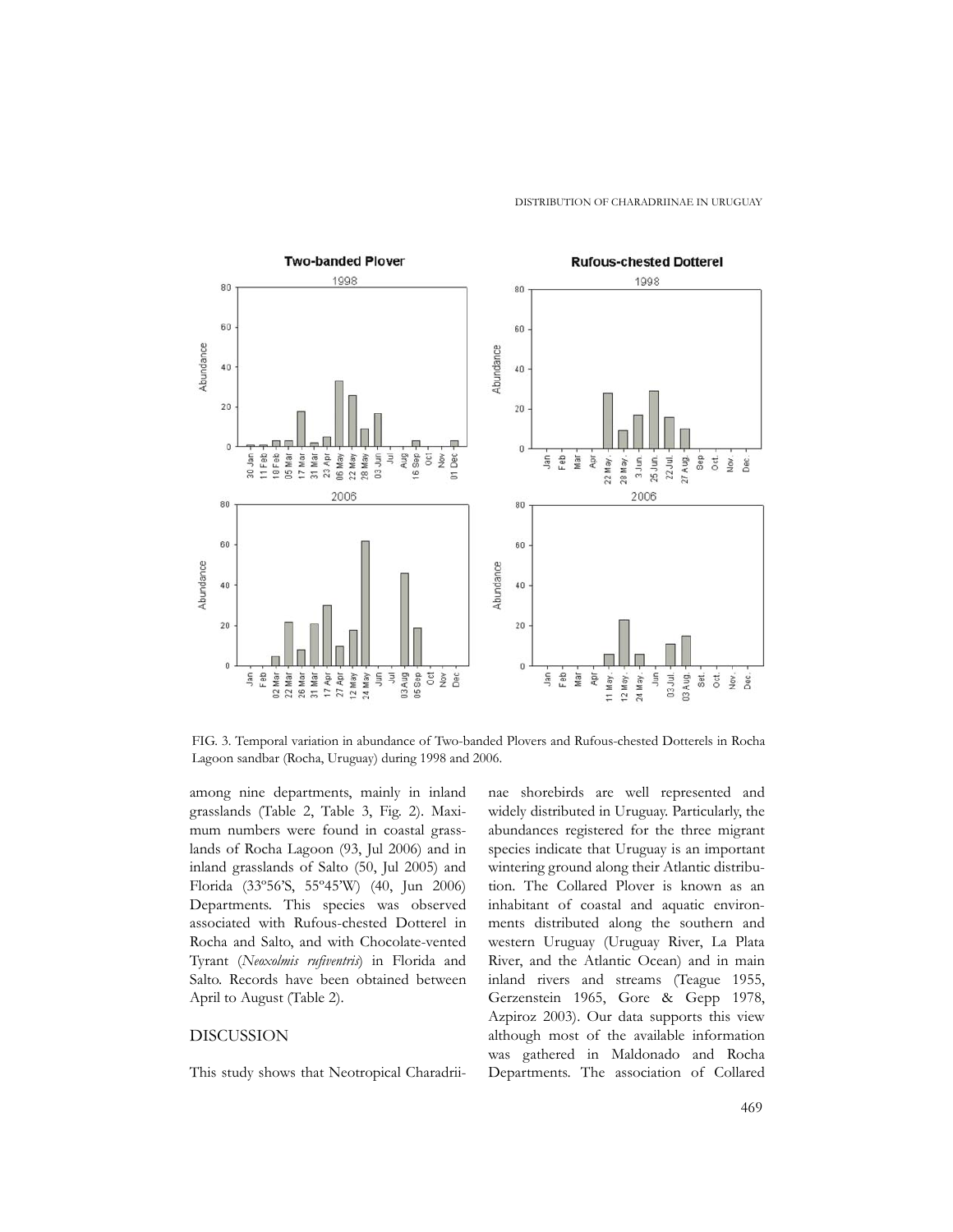FIG. 3. Temporal variation in abundance of Two-banded Plovers and Rufous-chested Dotterels in Rocha Lagoon sandbar (Rocha, Uruguay) during 1998 and 2006.

among nine departments, mainly in inland grasslands (Table 2, Table 3, Fig. 2). Maximum numbers were found in coastal grasslands of Rocha Lagoon (93, Jul 2006) and in inland grasslands of Salto (50, Jul 2005) and Florida (33º56'S, 55º45'W) (40, Jun 2006) Departments. This species was observed associated with Rufous-chested Dotterel in Rocha and Salto, and with Chocolate-vented Tyrant (*Neoxolmis rufiventris*) in Florida and Salto. Records have been obtained between April to August (Table 2).

## DISCUSSION

This study shows that Neotropical Charadriinae shorebirds are well represented and widely distributed in Uruguay. Particularly, the abundances registered for the three migrant species indicate that Uruguay is an important wintering ground along their Atlantic distribution. The Collared Plover is known as an inhabitant of coastal and aquatic environments distributed along the southern and western Uruguay (Uruguay River, La Plata River, and the Atlantic Ocean) and in main inland rivers and streams (Teague 1955, Gerzenstein 1965, Gore & Gepp 1978, Azpiroz 2003). Our data supports this view although most of the available information was gathered in Maldonado and Rocha Departments. The association of Collared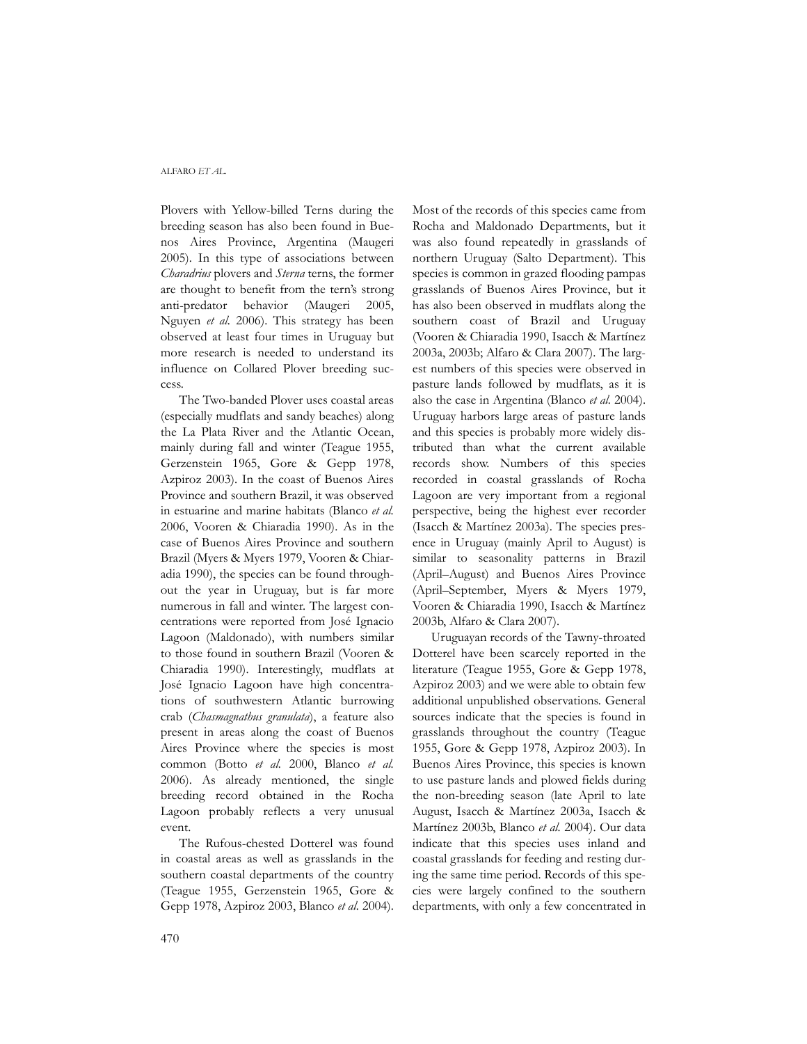Plovers with Yellow-billed Terns during the breeding season has also been found in Buenos Aires Province, Argentina (Maugeri 2005). In this type of associations between *Charadrius* plovers and *Sterna* terns, the former are thought to benefit from the tern's strong anti-predator behavior (Maugeri 2005, Nguyen *et al.* 2006). This strategy has been observed at least four times in Uruguay but more research is needed to understand its influence on Collared Plover breeding success.

The Two-banded Plover uses coastal areas (especially mudflats and sandy beaches) along the La Plata River and the Atlantic Ocean, mainly during fall and winter (Teague 1955, Gerzenstein 1965, Gore & Gepp 1978, Azpiroz 2003). In the coast of Buenos Aires Province and southern Brazil, it was observed in estuarine and marine habitats (Blanco *et al.* 2006, Vooren & Chiaradia 1990). As in the case of Buenos Aires Province and southern Brazil (Myers & Myers 1979, Vooren & Chiaradia 1990), the species can be found throughout the year in Uruguay, but is far more numerous in fall and winter. The largest concentrations were reported from José Ignacio Lagoon (Maldonado), with numbers similar to those found in southern Brazil (Vooren & Chiaradia 1990). Interestingly, mudflats at José Ignacio Lagoon have high concentrations of southwestern Atlantic burrowing crab (*Chasmagnathus granulata*), a feature also present in areas along the coast of Buenos Aires Province where the species is most common (Botto *et al.* 2000, Blanco *et al.* 2006). As already mentioned, the single breeding record obtained in the Rocha Lagoon probably reflects a very unusual event.

The Rufous-chested Dotterel was found in coastal areas as well as grasslands in the southern coastal departments of the country (Teague 1955, Gerzenstein 1965, Gore & Gepp 1978, Azpiroz 2003, Blanco *et al.* 2004). Most of the records of this species came from Rocha and Maldonado Departments, but it was also found repeatedly in grasslands of northern Uruguay (Salto Department). This species is common in grazed flooding pampas grasslands of Buenos Aires Province, but it has also been observed in mudflats along the southern coast of Brazil and Uruguay (Vooren & Chiaradia 1990, Isacch & Martínez 2003a, 2003b; Alfaro & Clara 2007). The largest numbers of this species were observed in pasture lands followed by mudflats, as it is also the case in Argentina (Blanco *et al.* 2004). Uruguay harbors large areas of pasture lands and this species is probably more widely distributed than what the current available records show. Numbers of this species recorded in coastal grasslands of Rocha Lagoon are very important from a regional perspective, being the highest ever recorder (Isacch & Martínez 2003a). The species presence in Uruguay (mainly April to August) is similar to seasonality patterns in Brazil (April–August) and Buenos Aires Province (April–September, Myers & Myers 1979, Vooren & Chiaradia 1990, Isacch & Martínez 2003b, Alfaro & Clara 2007).

Uruguayan records of the Tawny-throated Dotterel have been scarcely reported in the literature (Teague 1955, Gore & Gepp 1978, Azpiroz 2003) and we were able to obtain few additional unpublished observations. General sources indicate that the species is found in grasslands throughout the country (Teague 1955, Gore & Gepp 1978, Azpiroz 2003). In Buenos Aires Province, this species is known to use pasture lands and plowed fields during the non-breeding season (late April to late August, Isacch & Martínez 2003a, Isacch & Martínez 2003b, Blanco *et al.* 2004). Our data indicate that this species uses inland and coastal grasslands for feeding and resting during the same time period. Records of this species were largely confined to the southern departments, with only a few concentrated in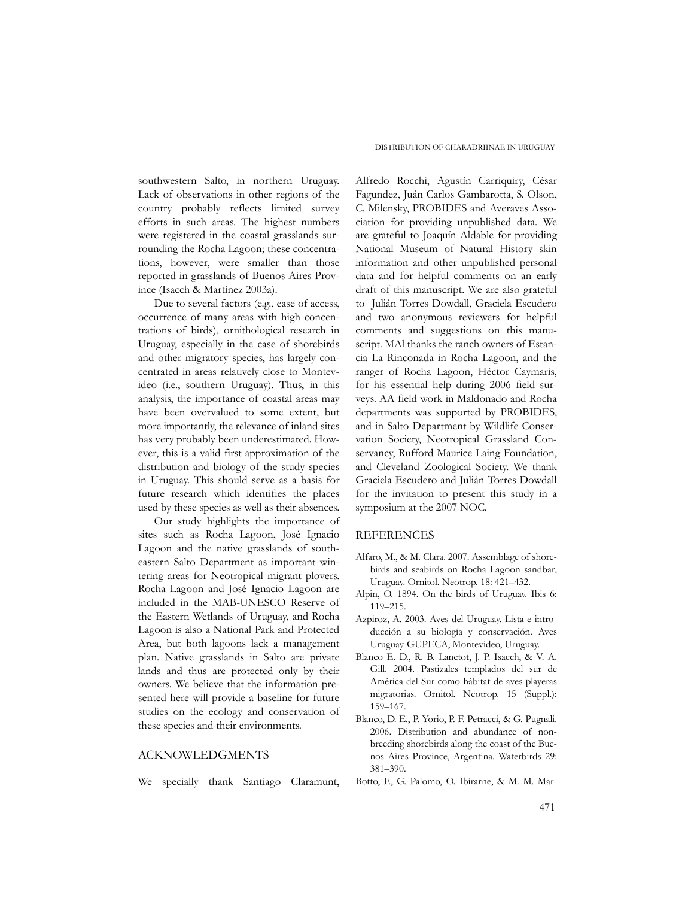southwestern Salto, in northern Uruguay. Lack of observations in other regions of the country probably reflects limited survey efforts in such areas. The highest numbers were registered in the coastal grasslands surrounding the Rocha Lagoon; these concentrations, however, were smaller than those reported in grasslands of Buenos Aires Province (Isacch & Martínez 2003a).

Due to several factors (e.g., ease of access, occurrence of many areas with high concentrations of birds), ornithological research in Uruguay, especially in the case of shorebirds and other migratory species, has largely concentrated in areas relatively close to Montevideo (i.e., southern Uruguay). Thus, in this analysis, the importance of coastal areas may have been overvalued to some extent, but more importantly, the relevance of inland sites has very probably been underestimated. However, this is a valid first approximation of the distribution and biology of the study species in Uruguay. This should serve as a basis for future research which identifies the places used by these species as well as their absences.

Our study highlights the importance of sites such as Rocha Lagoon, José Ignacio Lagoon and the native grasslands of southeastern Salto Department as important wintering areas for Neotropical migrant plovers. Rocha Lagoon and José Ignacio Lagoon are included in the MAB-UNESCO Reserve of the Eastern Wetlands of Uruguay, and Rocha Lagoon is also a National Park and Protected Area, but both lagoons lack a management plan. Native grasslands in Salto are private lands and thus are protected only by their owners. We believe that the information presented here will provide a baseline for future studies on the ecology and conservation of these species and their environments.

## ACKNOWLEDGMENTS

We specially thank Santiago Claramunt, Alfredo Rocchi, Agustín Carriquiry, César Fagundez, Juán Carlos Gambarotta, S. Olson, C. Milensky, PROBIDES and Averaves Association for providing unpublished data. We are grateful to Joaquín Aldable for providing National Museum of Natural History skin information and other unpublished personal data and for helpful comments on an early draft of this manuscript. We are also grateful to Julián Torres Dowdall, Graciela Escudero and two anonymous reviewers for helpful comments and suggestions on this manuscript. MAl thanks the ranch owners of Estancia La Rinconada in Rocha Lagoon, and the ranger of Rocha Lagoon, Héctor Caymaris, for his essential help during 2006 field surveys. AA field work in Maldonado and Rocha departments was supported by PROBIDES, and in Salto Department by Wildlife Conservation Society, Neotropical Grassland Conservancy, Rufford Maurice Laing Foundation, and Cleveland Zoological Society. We thank Graciela Escudero and Julián Torres Dowdall for the invitation to present this study in a symposium at the 2007 NOC.

## REFERENCES

Alfaro, M., & M. Clara. 2007. Assemblage of shorebirds and seabirds on Rocha Lagoon sandbar, Uruguay. Ornitol. Neotrop. 18: 421–432.

Alpin, O. 1894. On the birds of Uruguay. Ibis 6: 119–215.

Azpiroz, A. 2003. Aves del Uruguay. Lista e introducción a su biología y conservación. Aves Uruguay-GUPECA, Montevideo, Uruguay.

Blanco E. D., R. B. Lanctot, J. P. Isacch, & V. A. Gill. 2004. Pastizales templados del sur de América del Sur como hábitat de aves playeras migratorias. Ornitol. Neotrop. 15 (Suppl.): 159–167.

Blanco, D. E., P. Yorio, P. F. Petracci, & G. Pugnali. 2006. Distribution and abundance of non-breeding shorebirds along the coast of the Buenos Aires Province, Argentina. Waterbirds 29: 381–390.

Botto, F., G. Palomo, O. Ibirarne, & M. M. Mar-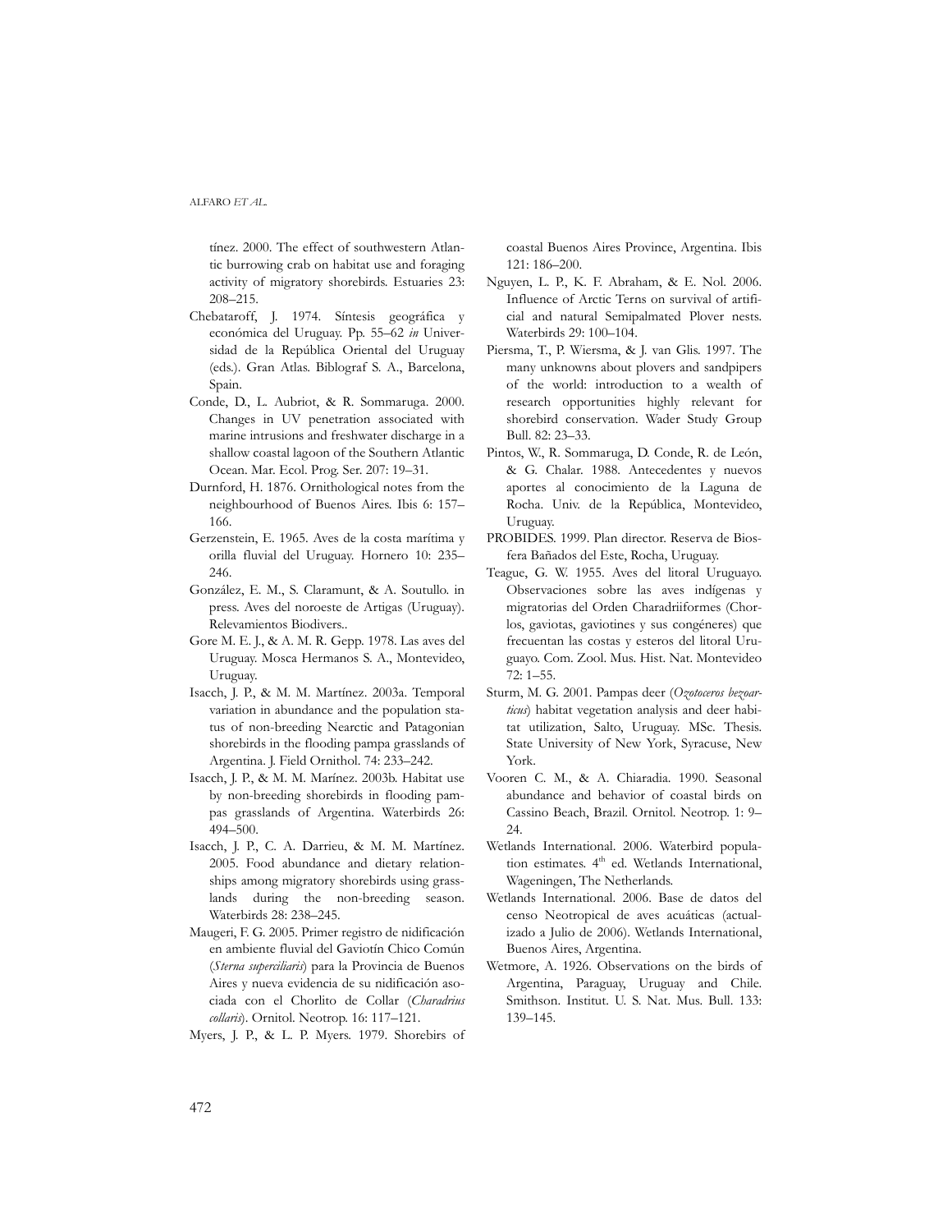tínez. 2000. The effect of southwestern Atlantic burrowing crab on habitat use and foraging activity of migratory shorebirds. Estuaries 23: 208–215.

Chebataroff, J. 1974. Síntesis geográfica y económica del Uruguay. Pp. 55–62 *in* Universidad de la República Oriental del Uruguay (eds.). Gran Atlas. Biblograf S. A., Barcelona, Spain.

Conde, D., L. Aubriot, & R. Sommaruga. 2000. Changes in UV penetration associated with marine intrusions and freshwater discharge in a shallow coastal lagoon of the Southern Atlantic Ocean. Mar. Ecol. Prog. Ser. 207: 19–31.

Durnford, H. 1876. Ornithological notes from the neighbourhood of Buenos Aires. Ibis 6: 157–166.

Gerzenstein, E. 1965. Aves de la costa marítima y orilla fluvial del Uruguay. Hornero 10: 235–246.

González, E. M., S. Claramunt, & A. Soutullo. in press. Aves del noroeste de Artigas (Uruguay). Relevamientos Biodivers..

Gore M. E. J., & A. M. R. Gepp. 1978. Las aves del Uruguay. Mosca Hermanos S. A., Montevideo, Uruguay.

Isacch, J. P., & M. M. Martínez. 2003a. Temporal variation in abundance and the population status of non-breeding Nearctic and Patagonian shorebirds in the flooding pampa grasslands of Argentina. J. Field Ornithol. 74: 233–242.

Isacch, J. P., & M. M. Marínez. 2003b. Habitat use by non-breeding shorebirds in flooding pampas grasslands of Argentina. Waterbirds 26: 494–500.

Isacch, J. P., C. A. Darrieu, & M. M. Martínez. 2005. Food abundance and dietary relationships among migratory shorebirds using grasslands during the non-breeding season. Waterbirds 28: 238–245.

Maugeri, F. G. 2005. Primer registro de nidificación en ambiente fluvial del Gaviotín Chico Común (*Sterna superciliaris*) para la Provincia de Buenos Aires y nueva evidencia de su nidificación asociada con el Chorlito de Collar (*Charadrius collaris*). Ornitol. Neotrop. 16: 117–121.

Myers, J. P., & L. P. Myers. 1979. Shorebirs of coastal Buenos Aires Province, Argentina. Ibis 121: 186–200.

Nguyen, L. P., K. F. Abraham, & E. Nol. 2006. Influence of Arctic Terns on survival of artificial and natural Semipalmated Plover nests. Waterbirds 29: 100–104.

Piersma, T., P. Wiersma, & J. van Glis. 1997. The many unknowns about plovers and sandpipers of the world: introduction to a wealth of research opportunities highly relevant for shorebird conservation. Wader Study Group Bull. 82: 23–33.

Pintos, W., R. Sommaruga, D. Conde, R. de León, & G. Chalar. 1988. Antecedentes y nuevos aportes al conocimiento de la Laguna de Rocha. Univ. de la República, Montevideo, Uruguay.

PROBIDES. 1999. Plan director. Reserva de Biosfera Bañados del Este, Rocha, Uruguay.

Teague, G. W. 1955. Aves del litoral Uruguayo. Observaciones sobre las aves indígenas y migratorias del Orden Charadriiformes (Chorlos, gaviotas, gaviotines y sus congéneres) que frecuentan las costas y esteros del litoral Uruguayo. Com. Zool. Mus. Hist. Nat. Montevideo 72: 1–55.

Sturm, M. G. 2001. Pampas deer (*Ozotoceros bezoarticus*) habitat vegetation analysis and deer habitat utilization, Salto, Uruguay. MSc. Thesis. State University of New York, Syracuse, New York.

Vooren C. M., & A. Chiaradia. 1990. Seasonal abundance and behavior of coastal birds on Cassino Beach, Brazil. Ornitol. Neotrop. 1: 9–24.

Wetlands International. 2006. Waterbird population estimates. 4th ed. Wetlands International, Wageningen, The Netherlands.

Wetlands International. 2006. Base de datos del censo Neotropical de aves acuáticas (actualizado a Julio de 2006). Wetlands International, Buenos Aires, Argentina.

Wetmore, A. 1926. Observations on the birds of Argentina, Paraguay, Uruguay and Chile. Smithson. Institut. U. S. Nat. Mus. Bull. 133: 139–145.